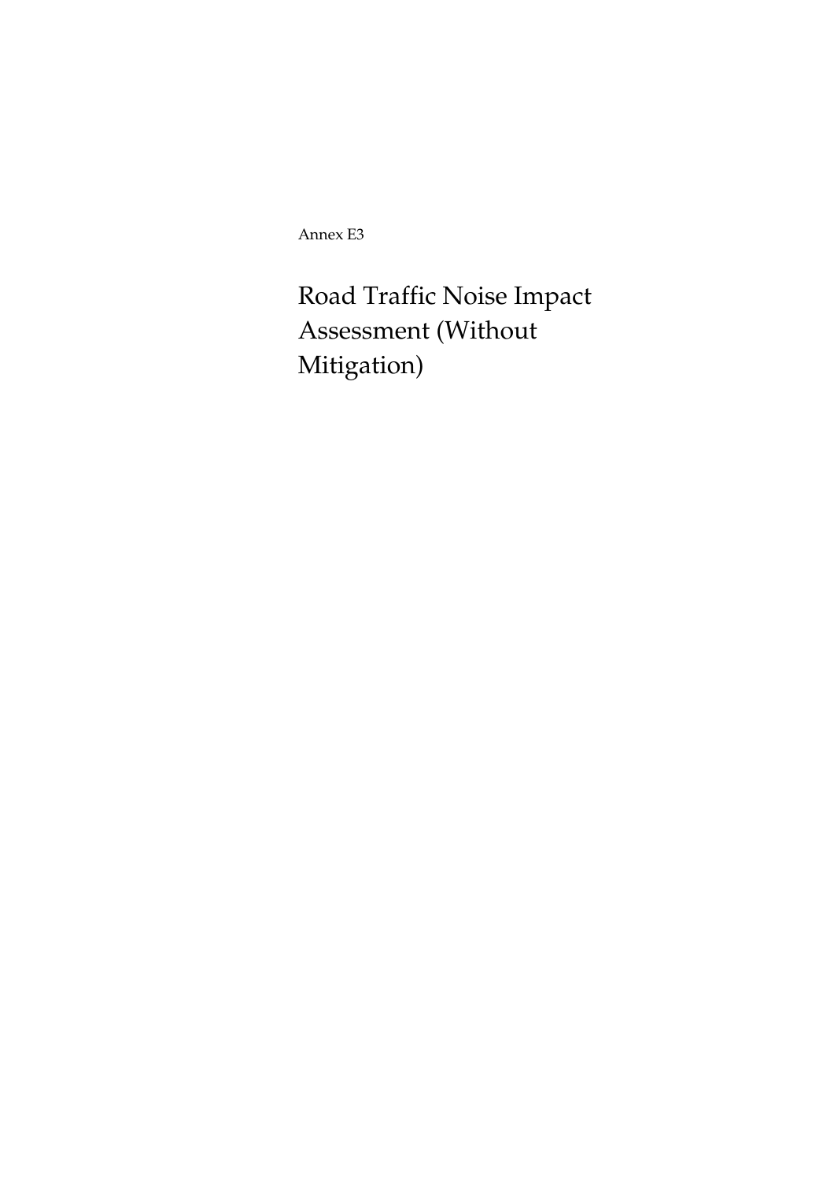Annex E3

# Road Traffic Noise Impact Assessment (Without Mitigation)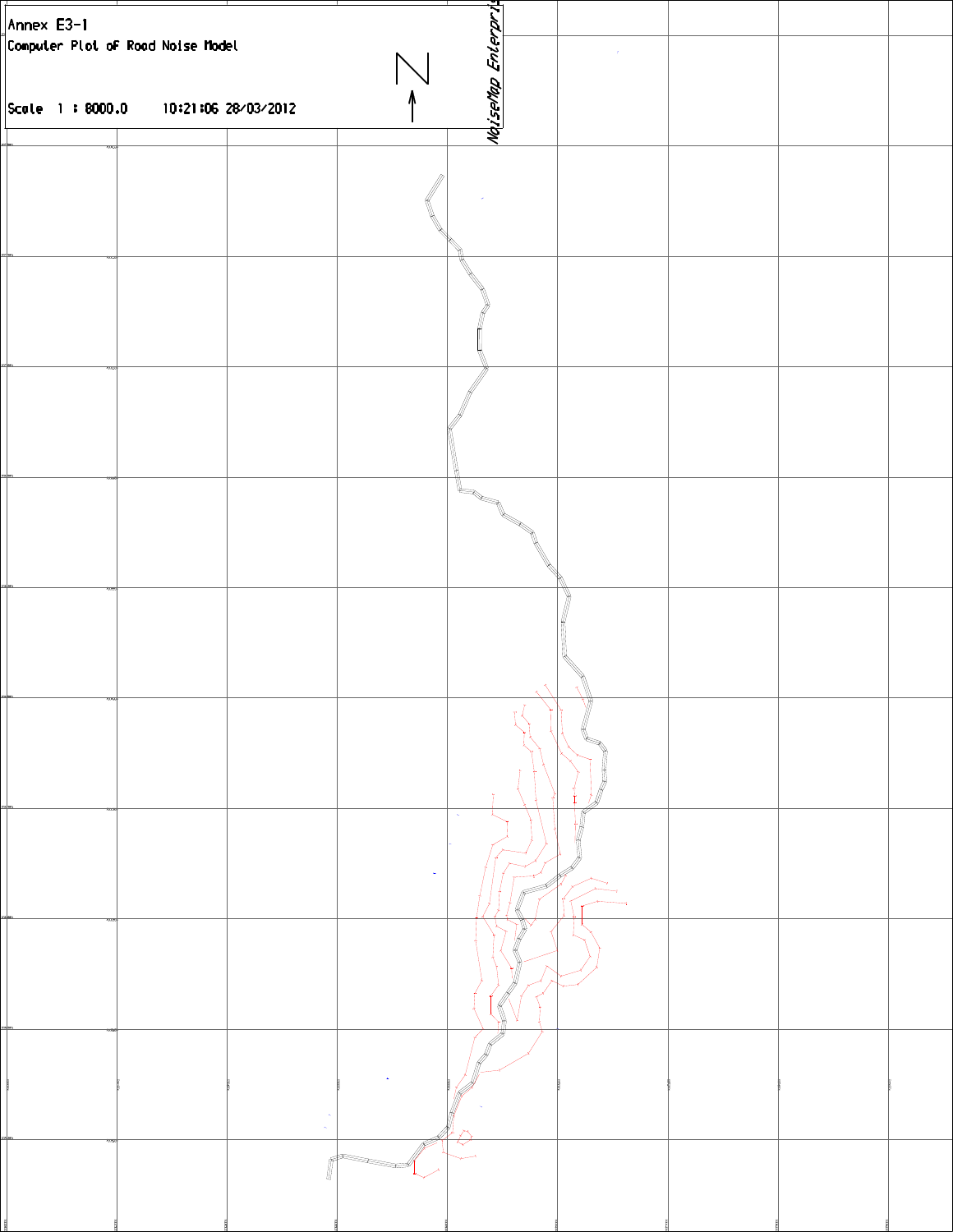Annex E3-1

Computer Plot of Road Noise Model

Scale 1 : 8000.0     10:21:06 28/03/2012

N

NoiseMap Enterprise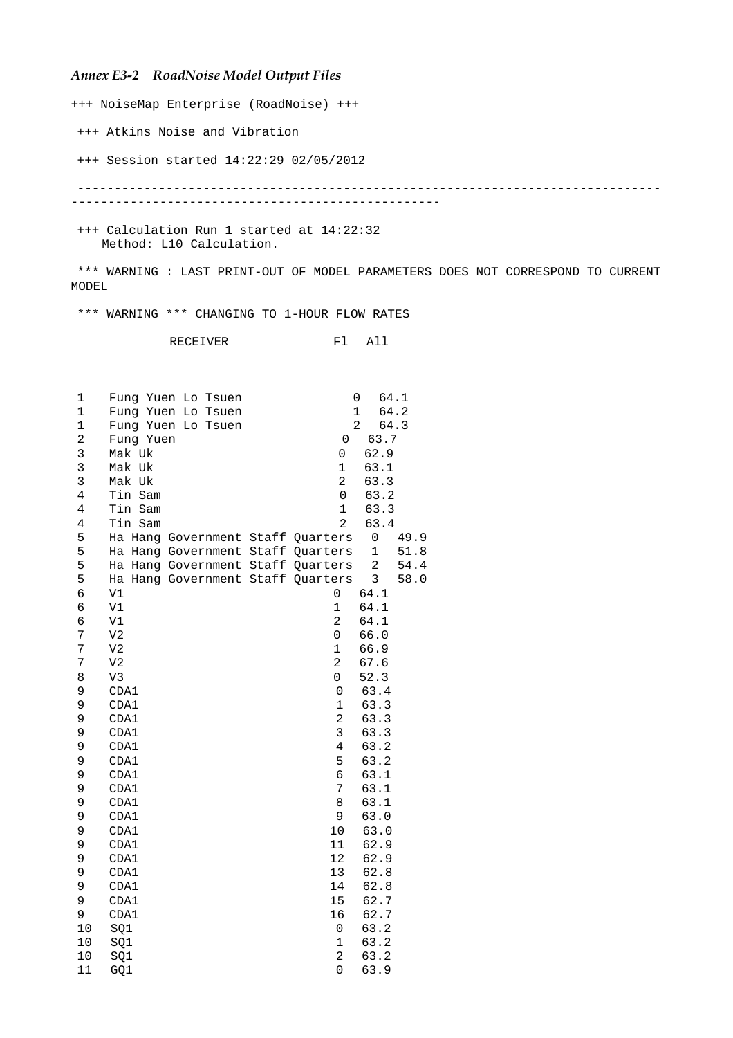*Annex E3-2 RoadNoise Model Output Files*

```
+++ NoiseMap Enterprise (RoadNoise) +++

 +++ Atkins Noise and Vibration

 +++ Session started 14:22:29 02/05/2012

 -------------------------------------------------------------------------------
--------------------------------------------------

 +++ Calculation Run 1 started at 14:22:32
    Method: L10 Calculation.

 *** WARNING : LAST PRINT-OUT OF MODEL PARAMETERS DOES NOT CORRESPOND TO CURRENT
MODEL

 *** WARNING *** CHANGING TO 1-HOUR FLOW RATES

              RECEIVER              Fl  All



 1   Fung Yuen Lo Tsuen               0  64.1
 1   Fung Yuen Lo Tsuen               1  64.2
 1   Fung Yuen Lo Tsuen               2  64.3
 2   Fung Yuen                      0  63.7
 3   Mak Uk                         0  62.9
 3   Mak Uk                         1  63.1
 3   Mak Uk                         2  63.3
 4   Tin Sam                        0  63.2
 4   Tin Sam                        1  63.3
 4   Tin Sam                        2  63.4
 5   Ha Hang Government Staff Quarters  0  49.9
 5   Ha Hang Government Staff Quarters  1  51.8
 5   Ha Hang Government Staff Quarters  2  54.4
 5   Ha Hang Government Staff Quarters  3  58.0
 6   V1                            0  64.1
 6   V1                            1  64.1
 6   V1                            2  64.1
 7   V2                            0  66.0
 7   V2                            1  66.9
 7   V2                            2  67.6
 8   V3                            0  52.3
 9   CDA1                           0  63.4
 9   CDA1                           1  63.3
 9   CDA1                           2  63.3
 9   CDA1                           3  63.3
 9   CDA1                           4  63.2
 9   CDA1                           5  63.2
 9   CDA1                           6  63.1
 9   CDA1                           7  63.1
 9   CDA1                           8  63.1
 9   CDA1                           9  63.0
 9   CDA1                          10  63.0
 9   CDA1                          11  62.9
 9   CDA1                          12  62.9
 9   CDA1                          13  62.8
 9   CDA1                          14  62.8
 9   CDA1                          15  62.7
 9   CDA1                          16  62.7
 10  SQ1                            0  63.2
 10  SQ1                            1  63.2
 10  SQ1                            2  63.2
 11  GQ1                            0  63.9
```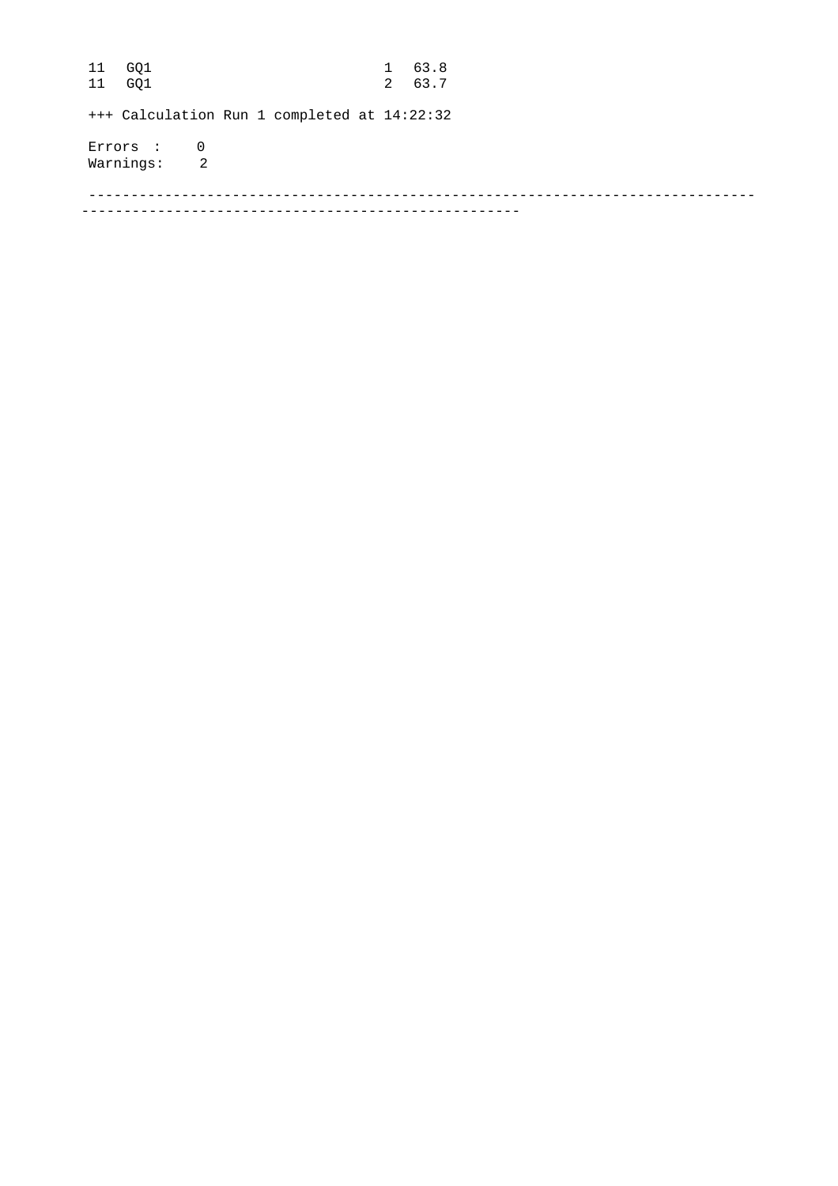```
11  GQ1                          1  63.8
11  GQ1                          2  63.7

+++ Calculation Run 1 completed at 14:22:32

Errors :     0
Warnings:    2

-------------------------------------------------------------------------------
---------------------------------------------------
```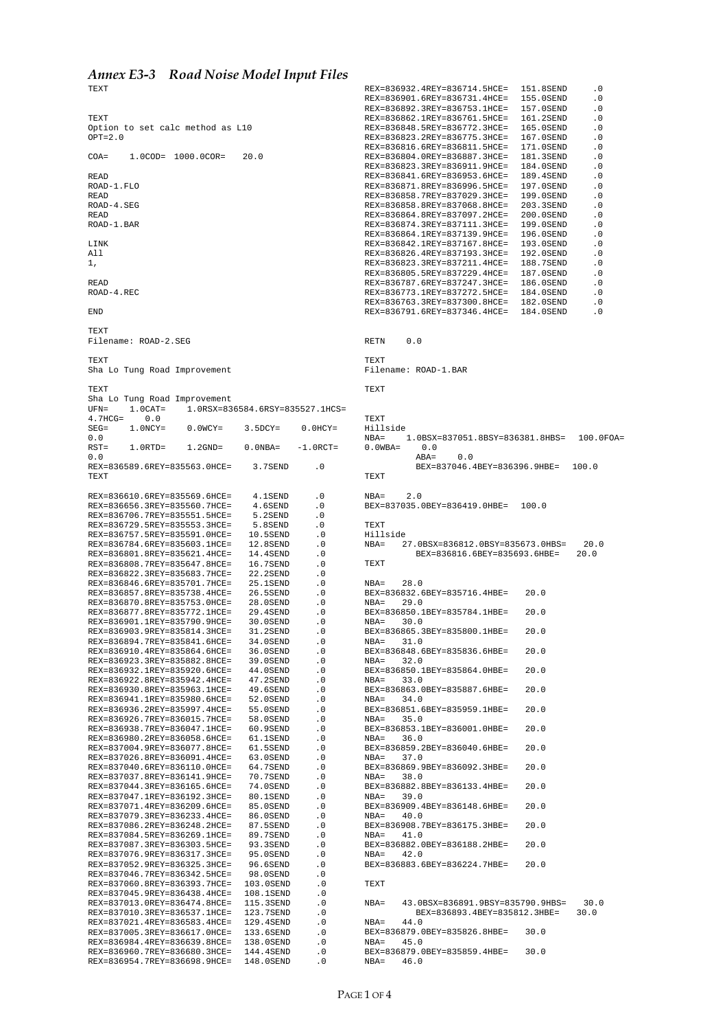## *Annex E3-3 Road Noise Model Input Files*

```
TEXT


TEXT
Option to set calc method as L10
OPT=2.0

COA=    1.0COD= 1000.0COR=    20.0

READ
ROAD-1.FLO
READ
ROAD-4.SEG
READ
ROAD-1.BAR

LINK
All
1,

READ
ROAD-4.REC

END

TEXT
Filename: ROAD-2.SEG

TEXT
Sha Lo Tung Road Improvement

TEXT
Sha Lo Tung Road Improvement
UFN=    1.0CAT=    1.0RSX=836584.6RSY=835527.1HCS=
4.7HCG=    0.0
SEG=    1.0NCY=    0.0WCY=    3.5DCY=    0.0HCY=
0.0
RST=    1.0RTD=    1.2GND=    0.0NBA=   -1.0RCT=
0.0
REX=836589.6REY=835563.0HCE=    3.7SEND     .0
TEXT

REX=836610.6REY=835569.6HCE=    4.1SEND     .0
REX=836656.3REY=835560.7HCE=    4.6SEND     .0
REX=836706.7REY=835551.5HCE=    5.2SEND     .0
REX=836729.5REY=835553.3HCE=    5.8SEND     .0
REX=836757.5REY=835591.0HCE=   10.5SEND     .0
REX=836784.6REY=835603.1HCE=   12.8SEND     .0
REX=836801.8REY=835621.4HCE=   14.4SEND     .0
REX=836808.7REY=835647.8HCE=   16.7SEND     .0
REX=836822.3REY=835683.7HCE=   22.2SEND     .0
REX=836846.6REY=835701.7HCE=   25.1SEND     .0
REX=836857.8REY=835738.4HCE=   26.5SEND     .0
REX=836870.8REY=835753.0HCE=   28.0SEND     .0
REX=836877.8REY=835772.1HCE=   29.4SEND     .0
REX=836901.1REY=835790.9HCE=   30.0SEND     .0
REX=836903.9REY=835814.3HCE=   31.2SEND     .0
REX=836894.7REY=835841.6HCE=   34.0SEND     .0
REX=836910.4REY=835864.6HCE=   36.0SEND     .0
REX=836923.3REY=835882.8HCE=   39.0SEND     .0
REX=836932.1REY=835920.6HCE=   44.0SEND     .0
REX=836922.8REY=835942.4HCE=   47.2SEND     .0
REX=836930.8REY=835963.1HCE=   49.6SEND     .0
REX=836941.1REY=835980.6HCE=   52.0SEND     .0
REX=836936.2REY=835997.4HCE=   55.0SEND     .0
REX=836926.7REY=836015.7HCE=   58.0SEND     .0
REX=836938.7REY=836047.1HCE=   60.9SEND     .0
REX=836980.2REY=836058.6HCE=   61.1SEND     .0
REX=837004.9REY=836077.8HCE=   61.5SEND     .0
REX=837026.8REY=836091.4HCE=   63.0SEND     .0
REX=837040.6REY=836110.0HCE=   64.7SEND     .0
REX=837037.8REY=836141.9HCE=   70.7SEND     .0
REX=837044.3REY=836165.6HCE=   74.0SEND     .0
REX=837047.1REY=836192.3HCE=   80.1SEND     .0
REX=837071.4REY=836209.6HCE=   85.0SEND     .0
REX=837079.3REY=836233.4HCE=   86.0SEND     .0
REX=837086.2REY=836248.2HCE=   87.5SEND     .0
REX=837084.5REY=836269.1HCE=   89.7SEND     .0
REX=837087.3REY=836303.5HCE=   93.3SEND     .0
REX=837076.9REY=836317.3HCE=   95.0SEND     .0
REX=837052.9REY=836325.3HCE=   96.6SEND     .0
REX=837046.7REY=836342.5HCE=   98.0SEND     .0
REX=837060.8REY=836393.7HCE=  103.0SEND     .0
REX=837045.9REY=836438.4HCE=  108.1SEND     .0
REX=837013.0REY=836474.8HCE=  115.3SEND     .0
REX=837010.3REY=836537.1HCE=  123.7SEND     .0
REX=837021.4REY=836583.4HCE=  129.4SEND     .0
REX=837005.3REY=836617.0HCE=  133.6SEND     .0
REX=836984.4REY=836639.8HCE=  138.0SEND     .0
REX=836960.7REY=836680.3HCE=  144.4SEND     .0
REX=836954.7REY=836698.9HCE=  148.0SEND     .0
REX=836932.4REY=836714.5HCE=  151.8SEND     .0
REX=836901.6REY=836731.4HCE=  155.0SEND     .0
REX=836892.3REY=836753.1HCE=  157.0SEND     .0
REX=836862.1REY=836761.5HCE=  161.2SEND     .0
REX=836848.5REY=836772.3HCE=  165.0SEND     .0
REX=836823.2REY=836775.3HCE=  167.0SEND     .0
REX=836816.6REY=836811.5HCE=  171.0SEND     .0
REX=836804.0REY=836887.3HCE=  181.3SEND     .0
REX=836823.3REY=836911.9HCE=  184.0SEND     .0
REX=836841.6REY=836953.6HCE=  189.4SEND     .0
REX=836871.8REY=836996.5HCE=  197.0SEND     .0
REX=836858.7REY=837029.3HCE=  199.0SEND     .0
REX=836858.8REY=837068.8HCE=  203.3SEND     .0
REX=836864.8REY=837097.2HCE=  200.0SEND     .0
REX=836874.3REY=837111.3HCE=  199.0SEND     .0
REX=836864.1REY=837139.9HCE=  196.0SEND     .0
REX=836842.1REY=837167.8HCE=  193.0SEND     .0
REX=836826.4REY=837193.3HCE=  192.0SEND     .0
REX=836823.3REY=837211.4HCE=  188.7SEND     .0
REX=836805.5REY=837229.4HCE=  187.0SEND     .0
REX=836787.6REY=837247.3HCE=  186.0SEND     .0
REX=836773.1REY=837272.5HCE=  184.0SEND     .0
REX=836763.3REY=837300.8HCE=  182.0SEND     .0
REX=836791.6REY=837346.4HCE=  184.0SEND     .0

RETN    0.0

TEXT
Filename: ROAD-1.BAR

TEXT


TEXT
Hillside
NBA=    1.0BSX=837051.8BSY=836381.8HBS=  100.0FOA=
0.0WBA=    0.0
         ABA=    0.0
         BEX=837046.4BEY=836396.9HBE=  100.0
TEXT

NBA=    2.0
BEX=837035.0BEY=836419.0HBE=  100.0

TEXT
Hillside
NBA=   27.0BSX=836812.0BSY=835673.0HBS=   20.0
         BEX=836816.6BEY=835693.6HBE=   20.0
TEXT

NBA=   28.0
BEX=836832.6BEY=835716.4HBE=   20.0
NBA=   29.0
BEX=836850.1BEY=835784.1HBE=   20.0
NBA=   30.0
BEX=836865.3BEY=835800.1HBE=   20.0
NBA=   31.0
BEX=836848.6BEY=835836.6HBE=   20.0
NBA=   32.0
BEX=836850.1BEY=835864.0HBE=   20.0
NBA=   33.0
BEX=836863.0BEY=835887.6HBE=   20.0
NBA=   34.0
BEX=836851.6BEY=835959.1HBE=   20.0
NBA=   35.0
BEX=836853.1BEY=836001.0HBE=   20.0
NBA=   36.0
BEX=836859.2BEY=836040.6HBE=   20.0
NBA=   37.0
BEX=836869.9BEY=836092.3HBE=   20.0
NBA=   38.0
BEX=836882.8BEY=836133.4HBE=   20.0
NBA=   39.0
BEX=836909.4BEY=836148.6HBE=   20.0
NBA=   40.0
BEX=836908.7BEY=836175.3HBE=   20.0
NBA=   41.0
BEX=836882.0BEY=836188.2HBE=   20.0
NBA=   42.0
BEX=836883.6BEY=836224.7HBE=   20.0

TEXT

NBA=   43.0BSX=836891.9BSY=835790.9HBS=   30.0
          BEX=836893.4BEY=835812.3HBE=   30.0
NBA=   44.0
BEX=836879.0BEY=835826.8HBE=   30.0
NBA=   45.0
BEX=836879.0BEY=835859.4HBE=   30.0
NBA=   46.0
```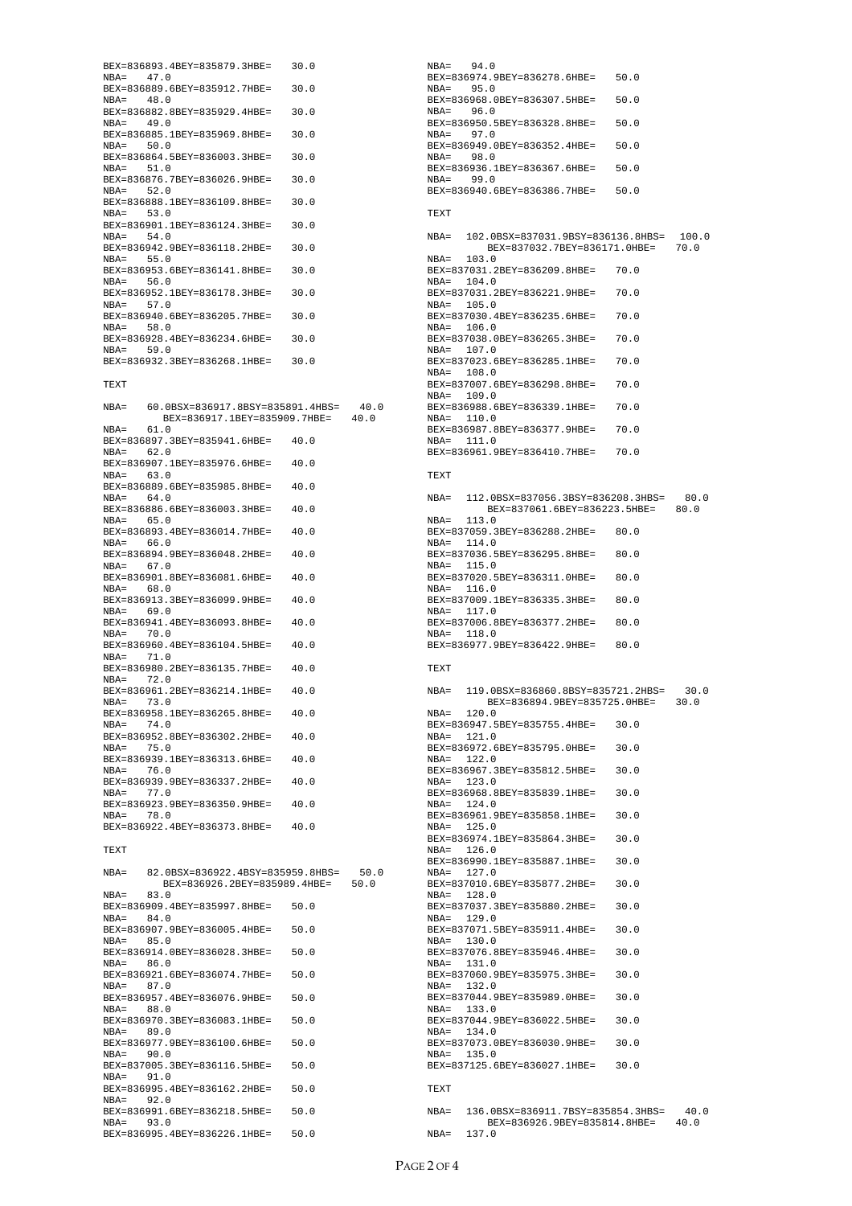```
BEX=836893.4BEY=835879.3HBE=   30.0
NBA=   47.0
BEX=836889.6BEY=835912.7HBE=   30.0
NBA=   48.0
BEX=836882.8BEY=835929.4HBE=   30.0
NBA=   49.0
BEX=836885.1BEY=835969.8HBE=   30.0
NBA=   50.0
BEX=836864.5BEY=836003.3HBE=   30.0
NBA=   51.0
BEX=836876.7BEY=836026.9HBE=   30.0
NBA=   52.0
BEX=836888.1BEY=836109.8HBE=   30.0
NBA=   53.0
BEX=836901.1BEY=836124.3HBE=   30.0
NBA=   54.0
BEX=836942.9BEY=836118.2HBE=   30.0
NBA=   55.0
BEX=836953.6BEY=836141.8HBE=   30.0
NBA=   56.0
BEX=836952.1BEY=836178.3HBE=   30.0
NBA=   57.0
BEX=836940.6BEY=836205.7HBE=   30.0
NBA=   58.0
BEX=836928.4BEY=836234.6HBE=   30.0
NBA=   59.0
BEX=836932.3BEY=836268.1HBE=   30.0

TEXT

NBA=   60.0BSX=836917.8BSY=835891.4HBS=   40.0
         BEX=836917.1BEY=835909.7HBE=   40.0
NBA=   61.0
BEX=836897.3BEY=835941.6HBE=   40.0
NBA=   62.0
BEX=836907.1BEY=835976.6HBE=   40.0
NBA=   63.0
BEX=836889.6BEY=835985.8HBE=   40.0
NBA=   64.0
BEX=836886.6BEY=836003.3HBE=   40.0
NBA=   65.0
BEX=836893.4BEY=836014.7HBE=   40.0
NBA=   66.0
BEX=836894.9BEY=836048.2HBE=   40.0
NBA=   67.0
BEX=836901.8BEY=836081.6HBE=   40.0
NBA=   68.0
BEX=836913.3BEY=836099.9HBE=   40.0
NBA=   69.0
BEX=836941.4BEY=836093.8HBE=   40.0
NBA=   70.0
BEX=836960.4BEY=836104.5HBE=   40.0
NBA=   71.0
BEX=836980.2BEY=836135.7HBE=   40.0
NBA=   72.0
BEX=836961.2BEY=836214.1HBE=   40.0
NBA=   73.0
BEX=836958.1BEY=836265.8HBE=   40.0
NBA=   74.0
BEX=836952.8BEY=836302.2HBE=   40.0
NBA=   75.0
BEX=836939.1BEY=836313.6HBE=   40.0
NBA=   76.0
BEX=836939.9BEY=836337.2HBE=   40.0
NBA=   77.0
BEX=836923.9BEY=836350.9HBE=   40.0
NBA=   78.0
BEX=836922.4BEY=836373.8HBE=   40.0

TEXT

NBA=   82.0BSX=836922.4BSY=835959.8HBS=   50.0
         BEX=836926.2BEY=835989.4HBE=   50.0
NBA=   83.0
BEX=836909.4BEY=835997.8HBE=   50.0
NBA=   84.0
BEX=836907.9BEY=836005.4HBE=   50.0
NBA=   85.0
BEX=836914.0BEY=836028.3HBE=   50.0
NBA=   86.0
BEX=836921.6BEY=836074.7HBE=   50.0
NBA=   87.0
BEX=836957.4BEY=836076.9HBE=   50.0
NBA=   88.0
BEX=836970.3BEY=836083.1HBE=   50.0
NBA=   89.0
BEX=836977.9BEY=836100.6HBE=   50.0
NBA=   90.0
BEX=837005.3BEY=836116.5HBE=   50.0
NBA=   91.0
BEX=836995.4BEY=836162.2HBE=   50.0
NBA=   92.0
BEX=836991.6BEY=836218.5HBE=   50.0
NBA=   93.0
BEX=836995.4BEY=836226.1HBE=   50.0
NBA=   94.0
BEX=836974.9BEY=836278.6HBE=   50.0
NBA=   95.0
BEX=836968.0BEY=836307.5HBE=   50.0
NBA=   96.0
BEX=836950.5BEY=836328.8HBE=   50.0
NBA=   97.0
BEX=836949.0BEY=836352.4HBE=   50.0
NBA=   98.0
BEX=836936.1BEY=836367.6HBE=   50.0
NBA=   99.0
BEX=836940.6BEY=836386.7HBE=   50.0

TEXT

NBA=  102.0BSX=837031.9BSY=836136.8HBS=  100.0
         BEX=837032.7BEY=836171.0HBE=   70.0
NBA=  103.0
BEX=837031.2BEY=836209.8HBE=   70.0
NBA=  104.0
BEX=837031.2BEY=836221.9HBE=   70.0
NBA=  105.0
BEX=837030.4BEY=836235.6HBE=   70.0
NBA=  106.0
BEX=837038.0BEY=836265.3HBE=   70.0
NBA=  107.0
BEX=837023.6BEY=836285.1HBE=   70.0
NBA=  108.0
BEX=837007.6BEY=836298.8HBE=   70.0
NBA=  109.0
BEX=836988.6BEY=836339.1HBE=   70.0
NBA=  110.0
BEX=836987.8BEY=836377.9HBE=   70.0
NBA=  111.0
BEX=836961.9BEY=836410.7HBE=   70.0

TEXT

NBA=  112.0BSX=837056.3BSY=836208.3HBS=   80.0
         BEX=837061.6BEY=836223.5HBE=   80.0
NBA=  113.0
BEX=837059.3BEY=836288.2HBE=   80.0
NBA=  114.0
BEX=837036.5BEY=836295.8HBE=   80.0
NBA=  115.0
BEX=837020.5BEY=836311.0HBE=   80.0
NBA=  116.0
BEX=837009.1BEY=836335.3HBE=   80.0
NBA=  117.0
BEX=837006.8BEY=836377.2HBE=   80.0
NBA=  118.0
BEX=836977.9BEY=836422.9HBE=   80.0

TEXT

NBA=  119.0BSX=836860.8BSY=835721.2HBS=   30.0
         BEX=836894.9BEY=835725.0HBE=   30.0
NBA=  120.0
BEX=836947.5BEY=835755.4HBE=   30.0
NBA=  121.0
BEX=836972.6BEY=835795.0HBE=   30.0
NBA=  122.0
BEX=836967.3BEY=835812.5HBE=   30.0
NBA=  123.0
BEX=836968.8BEY=835839.1HBE=   30.0
NBA=  124.0
BEX=836961.9BEY=835858.1HBE=   30.0
NBA=  125.0
BEX=836974.1BEY=835864.3HBE=   30.0
NBA=  126.0
BEX=836990.1BEY=835887.1HBE=   30.0
NBA=  127.0
BEX=837010.6BEY=835877.2HBE=   30.0
NBA=  128.0
BEX=837037.3BEY=835880.2HBE=   30.0
NBA=  129.0
BEX=837071.5BEY=835911.4HBE=   30.0
NBA=  130.0
BEX=837076.8BEY=835946.4HBE=   30.0
NBA=  131.0
BEX=837060.9BEY=835975.3HBE=   30.0
NBA=  132.0
BEX=837044.9BEY=835989.0HBE=   30.0
NBA=  133.0
BEX=837044.9BEY=836022.5HBE=   30.0
NBA=  134.0
BEX=837073.0BEY=836030.9HBE=   30.0
NBA=  135.0
BEX=837125.6BEY=836027.1HBE=   30.0

TEXT

NBA=  136.0BSX=836911.7BSY=835854.3HBS=   40.0
         BEX=836926.9BEY=835814.8HBE=   40.0
NBA=  137.0
```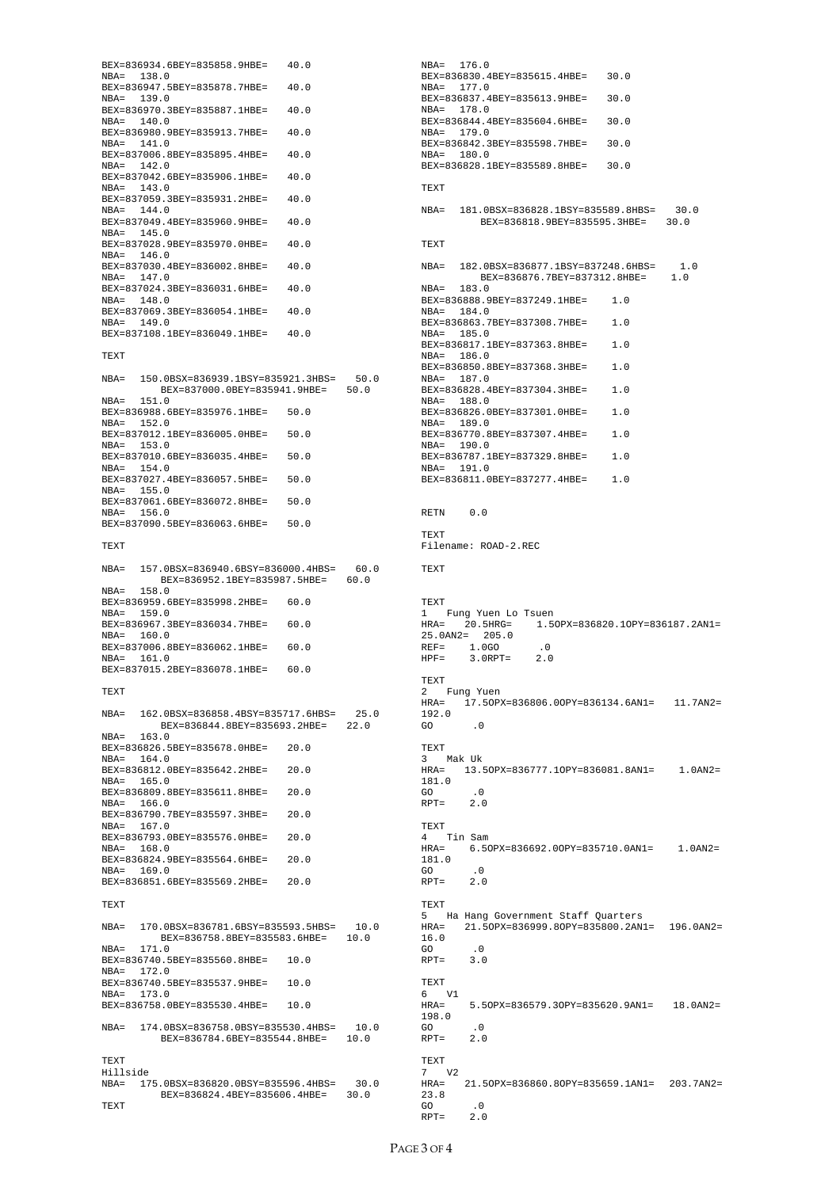```
BEX=836934.6BEY=835858.9HBE=   40.0
NBA=  138.0
BEX=836947.5BEY=835878.7HBE=   40.0
NBA=  139.0
BEX=836970.3BEY=835887.1HBE=   40.0
NBA=  140.0
BEX=836980.9BEY=835913.7HBE=   40.0
NBA=  141.0
BEX=837006.8BEY=835895.4HBE=   40.0
NBA=  142.0
BEX=837042.6BEY=835906.1HBE=   40.0
NBA=  143.0
BEX=837059.3BEY=835931.2HBE=   40.0
NBA=  144.0
BEX=837049.4BEY=835960.9HBE=   40.0
NBA=  145.0
BEX=837028.9BEY=835970.0HBE=   40.0
NBA=  146.0
BEX=837030.4BEY=836002.8HBE=   40.0
NBA=  147.0
BEX=837024.3BEY=836031.6HBE=   40.0
NBA=  148.0
BEX=837069.3BEY=836054.1HBE=   40.0
NBA=  149.0
BEX=837108.1BEY=836049.1HBE=   40.0

TEXT

NBA=  150.0BSX=836939.1BSY=835921.3HBS=   50.0
       BEX=837000.0BEY=835941.9HBE=   50.0
NBA=  151.0
BEX=836988.6BEY=835976.1HBE=   50.0
NBA=  152.0
BEX=837012.1BEY=836005.0HBE=   50.0
NBA=  153.0
BEX=837010.6BEY=836035.4HBE=   50.0
NBA=  154.0
BEX=837027.4BEY=836057.5HBE=   50.0
NBA=  155.0
BEX=837061.6BEY=836072.8HBE=   50.0
NBA=  156.0
BEX=837090.5BEY=836063.6HBE=   50.0

TEXT

NBA=  157.0BSX=836940.6BSY=836000.4HBS=   60.0
       BEX=836952.1BEY=835987.5HBE=   60.0
NBA=  158.0
BEX=836959.6BEY=835998.2HBE=   60.0
NBA=  159.0
BEX=836967.3BEY=836034.7HBE=   60.0
NBA=  160.0
BEX=837006.8BEY=836062.1HBE=   60.0
NBA=  161.0
BEX=837015.2BEY=836078.1HBE=   60.0

TEXT

NBA=  162.0BSX=836858.4BSY=835717.6HBS=   25.0
       BEX=836844.8BEY=835693.2HBE=   22.0
NBA=  163.0
BEX=836826.5BEY=835678.0HBE=   20.0
NBA=  164.0
BEX=836812.0BEY=835642.2HBE=   20.0
NBA=  165.0
BEX=836809.8BEY=835611.8HBE=   20.0
NBA=  166.0
BEX=836790.7BEY=835597.3HBE=   20.0
NBA=  167.0
BEX=836793.0BEY=835576.0HBE=   20.0
NBA=  168.0
BEX=836824.9BEY=835564.6HBE=   20.0
NBA=  169.0
BEX=836851.6BEY=835569.2HBE=   20.0

TEXT

NBA=  170.0BSX=836781.6BSY=835593.5HBS=   10.0
       BEX=836758.8BEY=835583.6HBE=   10.0
NBA=  171.0
BEX=836740.5BEY=835560.8HBE=   10.0
NBA=  172.0
BEX=836740.5BEY=835537.9HBE=   10.0
NBA=  173.0
BEX=836758.0BEY=835530.4HBE=   10.0

NBA=  174.0BSX=836758.0BSY=835530.4HBS=   10.0
       BEX=836784.6BEY=835544.8HBE=   10.0

TEXT
Hillside
NBA=  175.0BSX=836820.0BSY=835596.4HBS=   30.0
       BEX=836824.4BEY=835606.4HBE=   30.0
TEXT
NBA=  176.0
BEX=836830.4BEY=835615.4HBE=   30.0
NBA=  177.0
BEX=836837.4BEY=835613.9HBE=   30.0
NBA=  178.0
BEX=836844.4BEY=835604.6HBE=   30.0
NBA=  179.0
BEX=836842.3BEY=835598.7HBE=   30.0
NBA=  180.0
BEX=836828.1BEY=835589.8HBE=   30.0

TEXT

NBA=  181.0BSX=836828.1BSY=835589.8HBS=   30.0
       BEX=836818.9BEY=835595.3HBE=   30.0

TEXT

NBA=  182.0BSX=836877.1BSY=837248.6HBS=    1.0
       BEX=836876.7BEY=837312.8HBE=    1.0
NBA=  183.0
BEX=836888.9BEY=837249.1HBE=    1.0
NBA=  184.0
BEX=836863.7BEY=837308.7HBE=    1.0
NBA=  185.0
BEX=836817.1BEY=837363.8HBE=    1.0
NBA=  186.0
BEX=836850.8BEY=837368.3HBE=    1.0
NBA=  187.0
BEX=836828.4BEY=837304.3HBE=    1.0
NBA=  188.0
BEX=836826.0BEY=837301.0HBE=    1.0
NBA=  189.0
BEX=836770.8BEY=837307.4HBE=    1.0
NBA=  190.0
BEX=836787.1BEY=837329.8HBE=    1.0
NBA=  191.0
BEX=836811.0BEY=837277.4HBE=    1.0


RETN    0.0

TEXT
Filename: ROAD-2.REC

TEXT


TEXT
1   Fung Yuen Lo Tsuen
HRA=   20.5HRG=    1.5OPX=836820.1OPY=836187.2AN1=
25.0AN2=  205.0
REF=    1.0GO      .0
HPF=    3.0RPT=    2.0

TEXT
2   Fung Yuen
HRA=   17.5OPX=836806.0OPY=836134.6AN1=   11.7AN2=
192.0
GO      .0

TEXT
3   Mak Uk
HRA=   13.5OPX=836777.1OPY=836081.8AN1=    1.0AN2=
181.0
GO      .0
RPT=    2.0

TEXT
4   Tin Sam
HRA=    6.5OPX=836692.0OPY=835710.0AN1=    1.0AN2=
181.0
GO      .0
RPT=    2.0

TEXT
5   Ha Hang Government Staff Quarters
HRA=   21.5OPX=836999.8OPY=835800.2AN1=  196.0AN2=
16.0
GO      .0
RPT=    3.0

TEXT
6   V1
HRA=    5.5OPX=836579.3OPY=835620.9AN1=   18.0AN2=
198.0
GO      .0
RPT=    2.0

TEXT
7   V2
HRA=   21.5OPX=836860.8OPY=835659.1AN1=  203.7AN2=
23.8
GO      .0
RPT=    2.0
```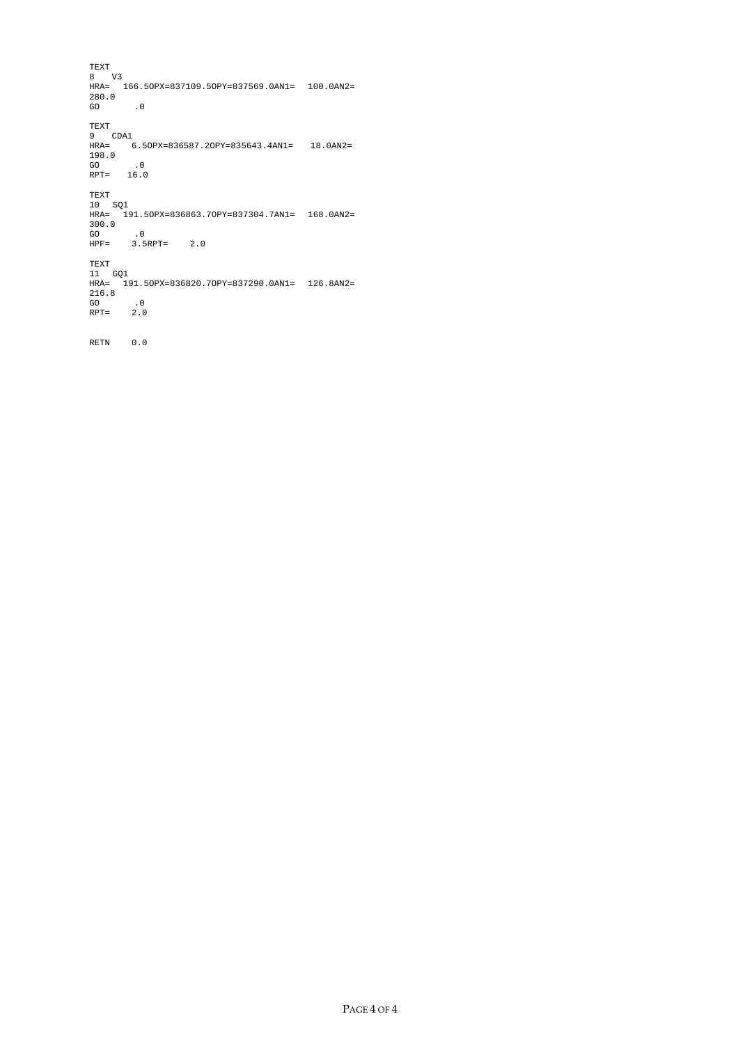```
TEXT
8   V3
HRA=  166.5OPX=837109.5OPY=837569.0AN1=  100.0AN2=
280.0
GO      .0

TEXT
9   CDA1
HRA=    6.5OPX=836587.2OPY=835643.4AN1=   18.0AN2=
198.0
GO      .0
RPT=   16.0

TEXT
10  SQ1
HRA=  191.5OPX=836863.7OPY=837304.7AN1=  168.0AN2=
300.0
GO      .0
HPF=    3.5RPT=    2.0

TEXT
11  GQ1
HRA=  191.5OPX=836820.7OPY=837290.0AN1=  126.8AN2=
216.8
GO      .0
RPT=    2.0


RETN    0.0
```